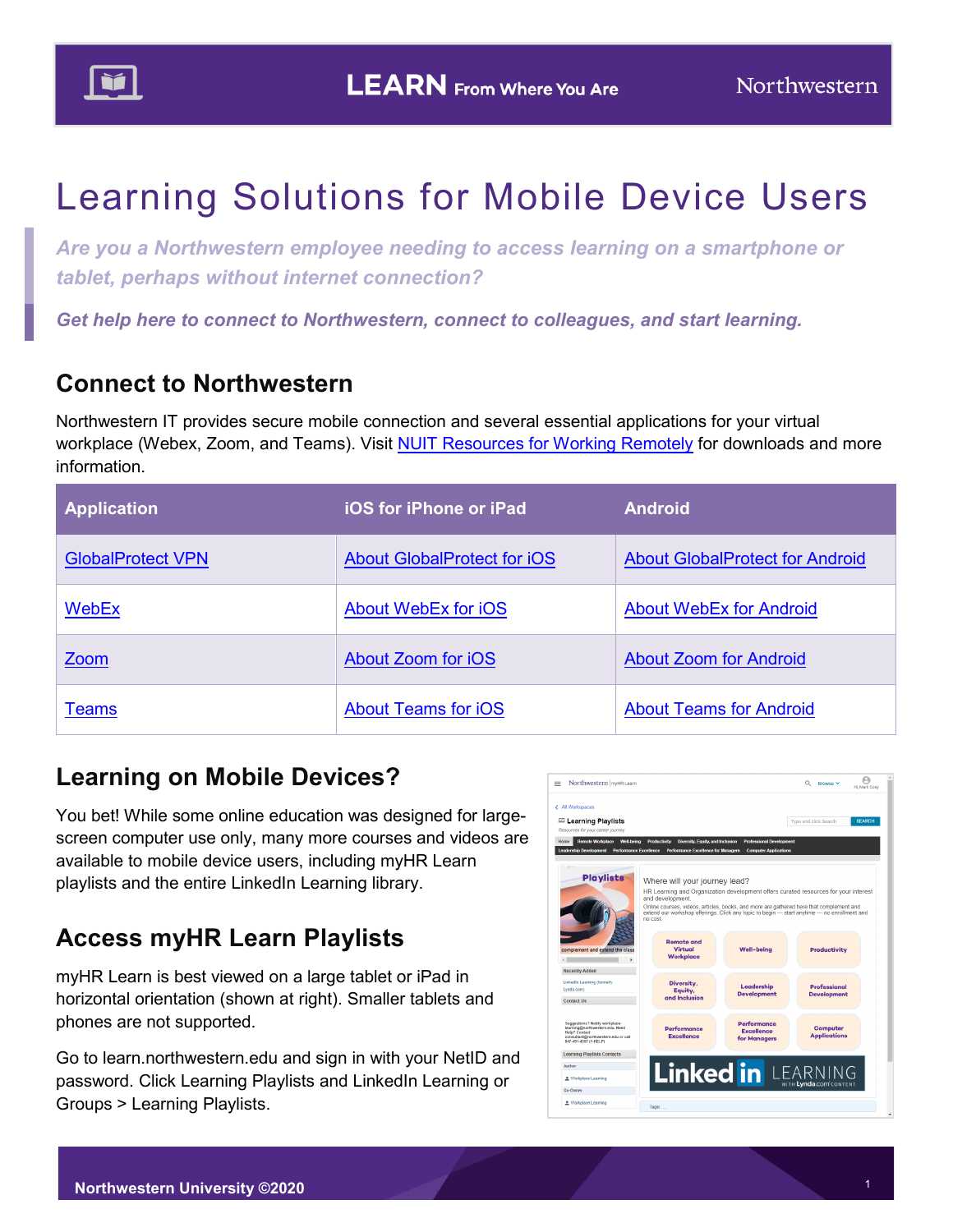# Learning Solutions for Mobile Device Users

*Are you a Northwestern employee needing to access learning on a smartphone or tablet, perhaps without internet connection?*

***Get help here to connect to Northwestern, connect to colleagues, and start learning.***

## Connect to Northwestern

Northwestern IT provides secure mobile connection and several essential applications for your virtual workplace (Webex, Zoom, and Teams). Visit NUIT Resources for Working Remotely for downloads and more information.

| Application | iOS for iPhone or iPad | Android |
| --- | --- | --- |
| GlobalProtect VPN | About GlobalProtect for iOS | About GlobalProtect for Android |
| WebEx | About WebEx for iOS | About WebEx for Android |
| Zoom | About Zoom for iOS | About Zoom for Android |
| Teams | About Teams for iOS | About Teams for Android |

## Learning on Mobile Devices?

You bet! While some online education was designed for large-screen computer use only, many more courses and videos are available to mobile device users, including myHR Learn playlists and the entire LinkedIn Learning library.

## Access myHR Learn Playlists

myHR Learn is best viewed on a large tablet or iPad in horizontal orientation (shown at right). Smaller tablets and phones are not supported.

Go to learn.northwestern.edu and sign in with your NetID and password. Click Learning Playlists and LinkedIn Learning or Groups > Learning Playlists.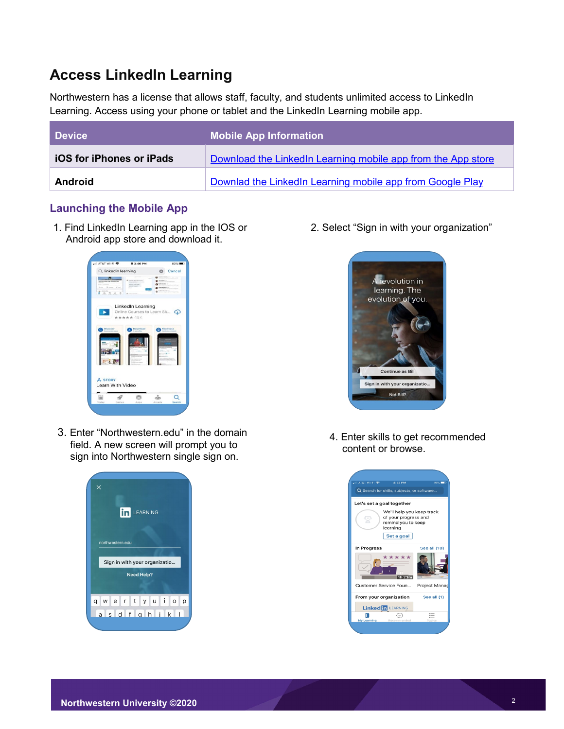# Access LinkedIn Learning

Northwestern has a license that allows staff, faculty, and students unlimited access to LinkedIn Learning. Access using your phone or tablet and the LinkedIn Learning mobile app.

| Device | Mobile App Information |
|---|---|
| **iOS for iPhones or iPads** | Download the LinkedIn Learning mobile app from the App store |
| **Android** | Downlad the LinkedIn Learning mobile app from Google Play |

## Launching the Mobile App

1. Find LinkedIn Learning app in the IOS or Android app store and download it.
2. Select "Sign in with your organization"
3. Enter "Northwestern.edu" in the domain field. A new screen will prompt you to sign into Northwestern single sign on.
4. Enter skills to get recommended content or browse.

Northwestern University ©2020